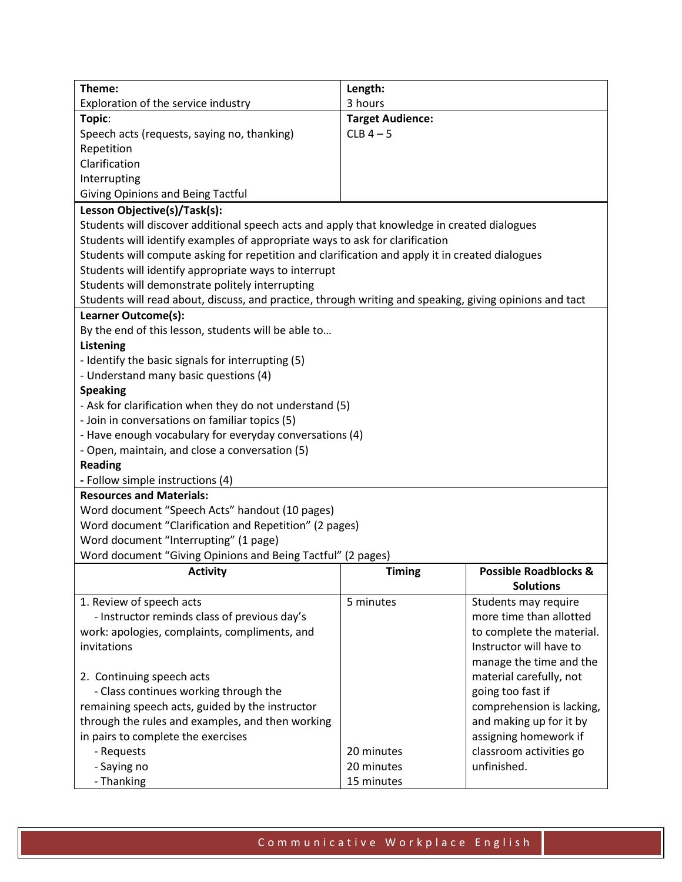| **Theme:** Exploration of the service industry | **Length:** 3 hours |
|---|---|
| **Topic**: Speech acts (requests, saying no, thanking)<br>Repetition<br>Clarification<br>Interrupting<br>Giving Opinions and Being Tactful | **Target Audience:** CLB 4 – 5 |

**Lesson Objective(s)/Task(s):**

Students will discover additional speech acts and apply that knowledge in created dialogues
Students will identify examples of appropriate ways to ask for clarification
Students will compute asking for repetition and clarification and apply it in created dialogues
Students will identify appropriate ways to interrupt
Students will demonstrate politely interrupting
Students will read about, discuss, and practice, through writing and speaking, giving opinions and tact

**Learner Outcome(s):**

By the end of this lesson, students will be able to…

**Listening**
- Identify the basic signals for interrupting (5)
- Understand many basic questions (4)

**Speaking**
- Ask for clarification when they do not understand (5)
- Join in conversations on familiar topics (5)
- Have enough vocabulary for everyday conversations (4)
- Open, maintain, and close a conversation (5)

**Reading**
- Follow simple instructions (4)

**Resources and Materials:**

Word document "Speech Acts" handout (10 pages)
Word document "Clarification and Repetition" (2 pages)
Word document "Interrupting" (1 page)
Word document "Giving Opinions and Being Tactful" (2 pages)

| Activity | Timing | Possible Roadblocks & Solutions |
|---|---|---|
| 1. Review of speech acts<br>- Instructor reminds class of previous day's work: apologies, complaints, compliments, and invitations | 5 minutes | Students may require more time than allotted to complete the material. Instructor will have to manage the time and the material carefully, not going too fast if comprehension is lacking, and making up for it by assigning homework if classroom activities go unfinished. |
| 2. Continuing speech acts<br>- Class continues working through the remaining speech acts, guided by the instructor through the rules and examples, and then working in pairs to complete the exercises | | |
| - Requests | 20 minutes | |
| - Saying no | 20 minutes | |
| - Thanking | 15 minutes | |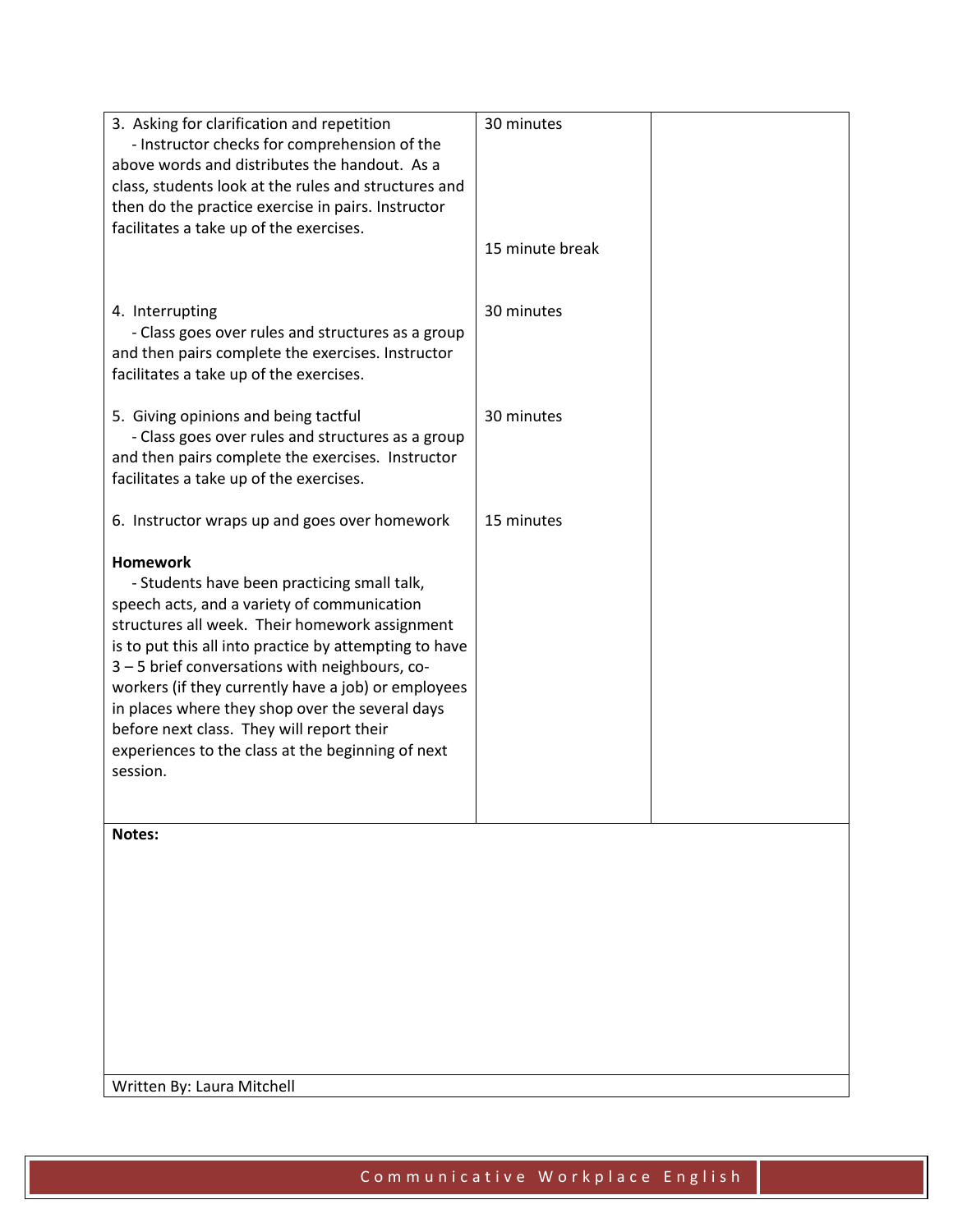| | | |
|---|---|---|
| 3. Asking for clarification and repetition<br>- Instructor checks for comprehension of the above words and distributes the handout. As a class, students look at the rules and structures and then do the practice exercise in pairs. Instructor facilitates a take up of the exercises. | 30 minutes<br><br>15 minute break | |
| 4. Interrupting<br>- Class goes over rules and structures as a group and then pairs complete the exercises. Instructor facilitates a take up of the exercises. | 30 minutes | |
| 5. Giving opinions and being tactful<br>- Class goes over rules and structures as a group and then pairs complete the exercises. Instructor facilitates a take up of the exercises. | 30 minutes | |
| 6. Instructor wraps up and goes over homework | 15 minutes | |
| **Homework**<br>- Students have been practicing small talk, speech acts, and a variety of communication structures all week. Their homework assignment is to put this all into practice by attempting to have 3 – 5 brief conversations with neighbours, co-workers (if they currently have a job) or employees in places where they shop over the several days before next class. They will report their experiences to the class at the beginning of next session. | | |

**Notes:**

Written By: Laura Mitchell